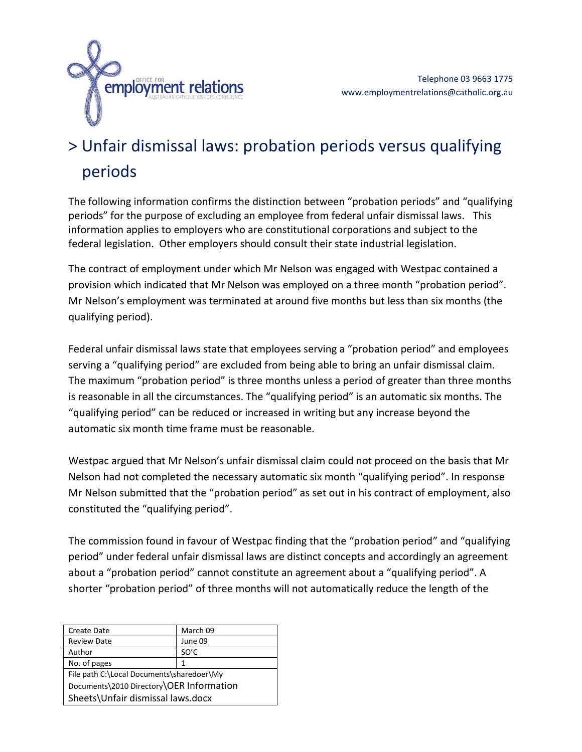OFFICE FOR **employment relations** AUSTRALIAN CATHOLIC BISHOPS CONFERENCE

Telephone 03 9663 1775
www.employmentrelations@catholic.org.au

# > Unfair dismissal laws: probation periods versus qualifying periods

The following information confirms the distinction between "probation periods" and "qualifying periods" for the purpose of excluding an employee from federal unfair dismissal laws. This information applies to employers who are constitutional corporations and subject to the federal legislation. Other employers should consult their state industrial legislation.

The contract of employment under which Mr Nelson was engaged with Westpac contained a provision which indicated that Mr Nelson was employed on a three month "probation period". Mr Nelson's employment was terminated at around five months but less than six months (the qualifying period).

Federal unfair dismissal laws state that employees serving a "probation period" and employees serving a "qualifying period" are excluded from being able to bring an unfair dismissal claim. The maximum "probation period" is three months unless a period of greater than three months is reasonable in all the circumstances. The "qualifying period" is an automatic six months. The "qualifying period" can be reduced or increased in writing but any increase beyond the automatic six month time frame must be reasonable.

Westpac argued that Mr Nelson's unfair dismissal claim could not proceed on the basis that Mr Nelson had not completed the necessary automatic six month "qualifying period". In response Mr Nelson submitted that the "probation period" as set out in his contract of employment, also constituted the "qualifying period".

The commission found in favour of Westpac finding that the "probation period" and "qualifying period" under federal unfair dismissal laws are distinct concepts and accordingly an agreement about a "probation period" cannot constitute an agreement about a "qualifying period". A shorter "probation period" of three months will not automatically reduce the length of the

| Create Date | March 09 |
| --- | --- |
| Review Date | June 09 |
| Author | SO'C |
| No. of pages | 1 |
| File path C:\Local Documents\sharedoer\My Documents\2010 Directory\OER Information Sheets\Unfair dismissal laws.docx | |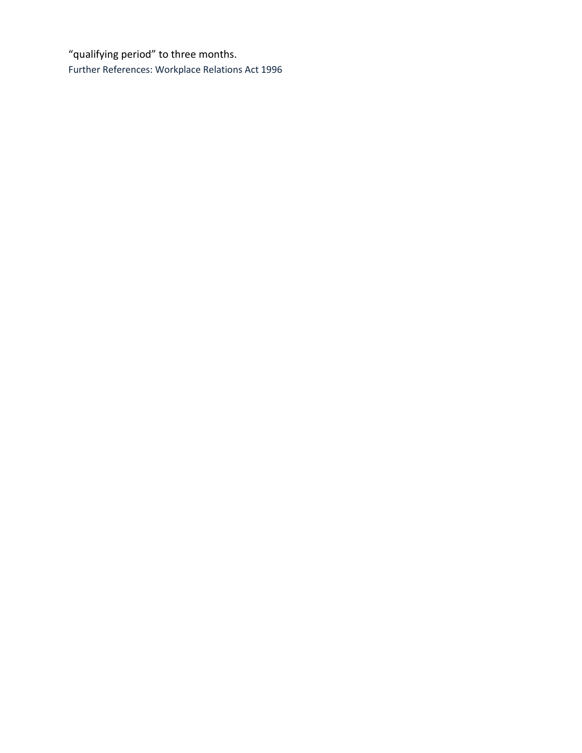"qualifying period" to three months.

Further References: Workplace Relations Act 1996